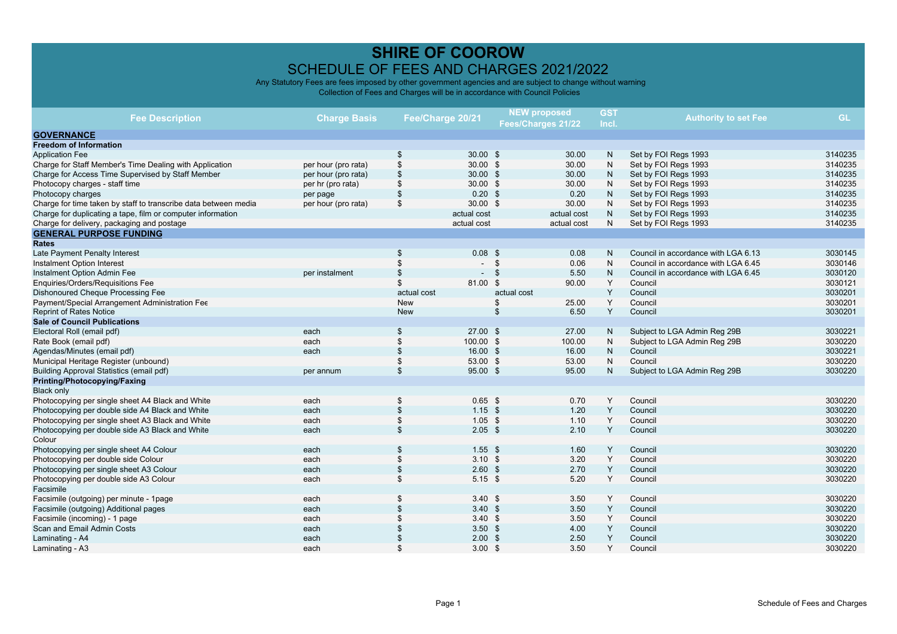# SHIRE OF COOROW

## SCHEDULE OF FEES AND CHARGES 2021/2022

Any Statutory Fees are fees imposed by other government agencies and are subject to change without warning

Collection of Fees and Charges will be in accordance with Council Policies

| Fee Description | Charge Basis | Fee/Charge 20/21 | NEW proposed Fees/Charges 21/22 | GST Incl. | Authority to set Fee | GL |
|---|---|---|---|---|---|---|
| **GOVERNANCE** | | | | | | |
| **Freedom of Information** | | | | | | |
| Application Fee | | $ 30.00 | $ 30.00 | N | Set by FOI Regs 1993 | 3140235 |
| Charge for Staff Member's Time Dealing with Application | per hour (pro rata) | $ 30.00 | $ 30.00 | N | Set by FOI Regs 1993 | 3140235 |
| Charge for Access Time Supervised by Staff Member | per hour (pro rata) | $ 30.00 | $ 30.00 | N | Set by FOI Regs 1993 | 3140235 |
| Photocopy charges - staff time | per hr (pro rata) | $ 30.00 | $ 30.00 | N | Set by FOI Regs 1993 | 3140235 |
| Photocopy charges | per page | $ 0.20 | $ 0.20 | N | Set by FOI Regs 1993 | 3140235 |
| Charge for time taken by staff to transcribe data between media | per hour (pro rata) | $ 30.00 | $ 30.00 | N | Set by FOI Regs 1993 | 3140235 |
| Charge for duplicating a tape, film or computer information | | actual cost | actual cost | N | Set by FOI Regs 1993 | 3140235 |
| Charge for delivery, packaging and postage | | actual cost | actual cost | N | Set by FOI Regs 1993 | 3140235 |
| **GENERAL PURPOSE FUNDING** | | | | | | |
| **Rates** | | | | | | |
| Late Payment Penalty Interest | | $ 0.08 | $ 0.08 | N | Council in accordance with LGA 6.13 | 3030145 |
| Instalment Option Interest | | $ - | $ 0.06 | N | Council in accordance with LGA 6.45 | 3030146 |
| Instalment Option Admin Fee | per instalment | $ - | $ 5.50 | N | Council in accordance with LGA 6.45 | 3030120 |
| Enquiries/Orders/Requisitions Fee | | $ 81.00 | $ 90.00 | Y | Council | 3030121 |
| Dishonoured Cheque Processing Fee | | actual cost | actual cost | Y | Council | 3030201 |
| Payment/Special Arrangement Administration Fee | | New | $ 25.00 | Y | Council | 3030201 |
| Reprint of Rates Notice | | New | $ 6.50 | Y | Council | 3030201 |
| **Sale of Council Publications** | | | | | | |
| Electoral Roll (email pdf) | each | $ 27.00 | $ 27.00 | N | Subject to LGA Admin Reg 29B | 3030221 |
| Rate Book (email pdf) | each | $ 100.00 | $ 100.00 | N | Subject to LGA Admin Reg 29B | 3030220 |
| Agendas/Minutes (email pdf) | each | $ 16.00 | $ 16.00 | N | Council | 3030221 |
| Municipal Heritage Register (unbound) | | $ 53.00 | $ 53.00 | N | Council | 3030220 |
| Building Approval Statistics (email pdf) | per annum | $ 95.00 | $ 95.00 | N | Subject to LGA Admin Reg 29B | 3030220 |
| **Printing/Photocopying/Faxing** | | | | | | |
| Black only | | | | | | |
| Photocopying per single sheet A4 Black and White | each | $ 0.65 | $ 0.70 | Y | Council | 3030220 |
| Photocopying per double side A4 Black and White | each | $ 1.15 | $ 1.20 | Y | Council | 3030220 |
| Photocopying per single sheet A3 Black and White | each | $ 1.05 | $ 1.10 | Y | Council | 3030220 |
| Photocopying per double side A3 Black and White | each | $ 2.05 | $ 2.10 | Y | Council | 3030220 |
| Colour | | | | | | |
| Photocopying per single sheet A4 Colour | each | $ 1.55 | $ 1.60 | Y | Council | 3030220 |
| Photocopying per double side Colour | each | $ 3.10 | $ 3.20 | Y | Council | 3030220 |
| Photocopying per single sheet A3 Colour | each | $ 2.60 | $ 2.70 | Y | Council | 3030220 |
| Photocopying per double side A3 Colour | each | $ 5.15 | $ 5.20 | Y | Council | 3030220 |
| Facsimile | | | | | | |
| Facsimile (outgoing) per minute - 1page | each | $ 3.40 | $ 3.50 | Y | Council | 3030220 |
| Facsimile (outgoing) Additional pages | each | $ 3.40 | $ 3.50 | Y | Council | 3030220 |
| Facsimile (incoming) - 1 page | each | $ 3.40 | $ 3.50 | Y | Council | 3030220 |
| Scan and Email Admin Costs | each | $ 3.50 | $ 4.00 | Y | Council | 3030220 |
| Laminating - A4 | each | $ 2.00 | $ 2.50 | Y | Council | 3030220 |
| Laminating - A3 | each | $ 3.00 | $ 3.50 | Y | Council | 3030220 |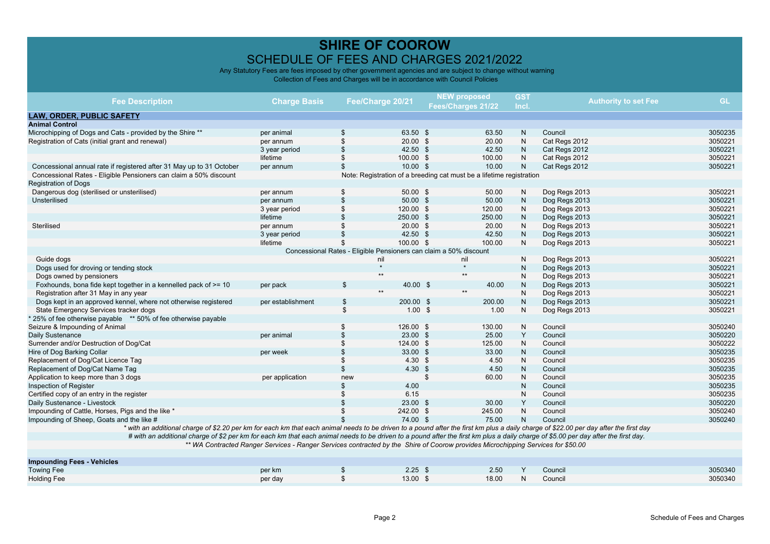# SHIRE OF COOROW

## SCHEDULE OF FEES AND CHARGES 2021/2022

Any Statutory Fees are fees imposed by other government agencies and are subject to change without warning

Collection of Fees and Charges will be in accordance with Council Policies

| Fee Description | Charge Basis | Fee/Charge 20/21 | NEW proposed Fees/Charges 21/22 | GST Incl. | Authority to set Fee | GL |
|---|---|---|---|---|---|---|
| **LAW, ORDER, PUBLIC SAFETY** | | | | | | |
| **Animal Control** | | | | | | |
| Microchipping of Dogs and Cats - provided by the Shire ** | per animal | $ 63.50 | $ 63.50 | N | Council | 3050235 |
| Registration of Cats (initial grant and renewal) | per annum | $ 20.00 | $ 20.00 | N | Cat Regs 2012 | 3050221 |
| | 3 year period | $ 42.50 | $ 42.50 | N | Cat Regs 2012 | 3050221 |
| | lifetime | $ 100.00 | $ 100.00 | N | Cat Regs 2012 | 3050221 |
| Concessional annual rate if registered after 31 May up to 31 October | per annum | $ 10.00 | $ 10.00 | N | Cat Regs 2012 | 3050221 |
| Concessional Rates - Eligible Pensioners can claim a 50% discount | | Note: Registration of a breeding cat must be a lifetime registration | | | | |
| Registration of Dogs | | | | | | |
| Dangerous dog (sterilised or unsterilised) | per annum | $ 50.00 | $ 50.00 | N | Dog Regs 2013 | 3050221 |
| Unsterilised | per annum | $ 50.00 | $ 50.00 | N | Dog Regs 2013 | 3050221 |
| | 3 year period | $ 120.00 | $ 120.00 | N | Dog Regs 2013 | 3050221 |
| | lifetime | $ 250.00 | $ 250.00 | N | Dog Regs 2013 | 3050221 |
| Sterilised | per annum | $ 20.00 | $ 20.00 | N | Dog Regs 2013 | 3050221 |
| | 3 year period | $ 42.50 | $ 42.50 | N | Dog Regs 2013 | 3050221 |
| | lifetime | $ 100.00 | $ 100.00 | N | Dog Regs 2013 | 3050221 |
| | Concessional Rates - Eligible Pensioners can claim a 50% discount | | | | | |
| Guide dogs | | nil | nil | N | Dog Regs 2013 | 3050221 |
| Dogs used for droving or tending stock | | * | * | N | Dog Regs 2013 | 3050221 |
| Dogs owned by pensioners | | ** | ** | N | Dog Regs 2013 | 3050221 |
| Foxhounds, bona fide kept together in a kennelled pack of >= 10 | per pack | $ 40.00 | $ 40.00 | N | Dog Regs 2013 | 3050221 |
| Registration after 31 May in any year | | ** | ** | N | Dog Regs 2013 | 3050221 |
| Dogs kept in an approved kennel, where not otherwise registered | per establishment | $ 200.00 | $ 200.00 | N | Dog Regs 2013 | 3050221 |
| State Emergency Services tracker dogs | | $ 1.00 | $ 1.00 | N | Dog Regs 2013 | 3050221 |
| * 25% of fee otherwise payable ** 50% of fee otherwise payable | | | | | | |
| Seizure & Impounding of Animal | | $ 126.00 | $ 130.00 | N | Council | 3050240 |
| Daily Sustenance | per animal | $ 23.00 | $ 25.00 | Y | Council | 3050220 |
| Surrender and/or Destruction of Dog/Cat | | $ 124.00 | $ 125.00 | N | Council | 3050222 |
| Hire of Dog Barking Collar | per week | $ 33.00 | $ 33.00 | N | Council | 3050235 |
| Replacement of Dog/Cat Licence Tag | | $ 4.30 | $ 4.50 | N | Council | 3050235 |
| Replacement of Dog/Cat Name Tag | | $ 4.30 | $ 4.50 | N | Council | 3050235 |
| Application to keep more than 3 dogs | per application | new | $ 60.00 | N | Council | 3050235 |
| Inspection of Register | | $ 4.00 | | N | Council | 3050235 |
| Certified copy of an entry in the register | | $ 6.15 | | N | Council | 3050235 |
| Daily Sustenance - Livestock | | $ 23.00 | $ 30.00 | Y | Council | 3050220 |
| Impounding of Cattle, Horses, Pigs and the like * | | $ 242.00 | $ 245.00 | N | Council | 3050240 |
| Impounding of Sheep, Goats and the like # | | $ 74.00 | $ 75.00 | N | Council | 3050240 |

*\* with an additional charge of $2.20 per km for each km that each animal needs to be driven to a pound after the first km plus a daily charge of $22.00 per day after the first day*

*# with an additional charge of $2 per km for each km that each animal needs to be driven to a pound after the first km plus a daily charge of $5.00 per day after the first day.*

*\*\* WA Contracted Ranger Services - Ranger Services contracted by the Shire of Coorow provides Microchipping Services for $50.00*

| Fee Description | Charge Basis | Fee/Charge 20/21 | NEW proposed Fees/Charges 21/22 | GST Incl. | Authority to set Fee | GL |
|---|---|---|---|---|---|---|
| **Impounding Fees - Vehicles** | | | | | | |
| Towing Fee | per km | $ 2.25 | $ 2.50 | Y | Council | 3050340 |
| Holding Fee | per day | $ 13.00 | $ 18.00 | N | Council | 3050340 |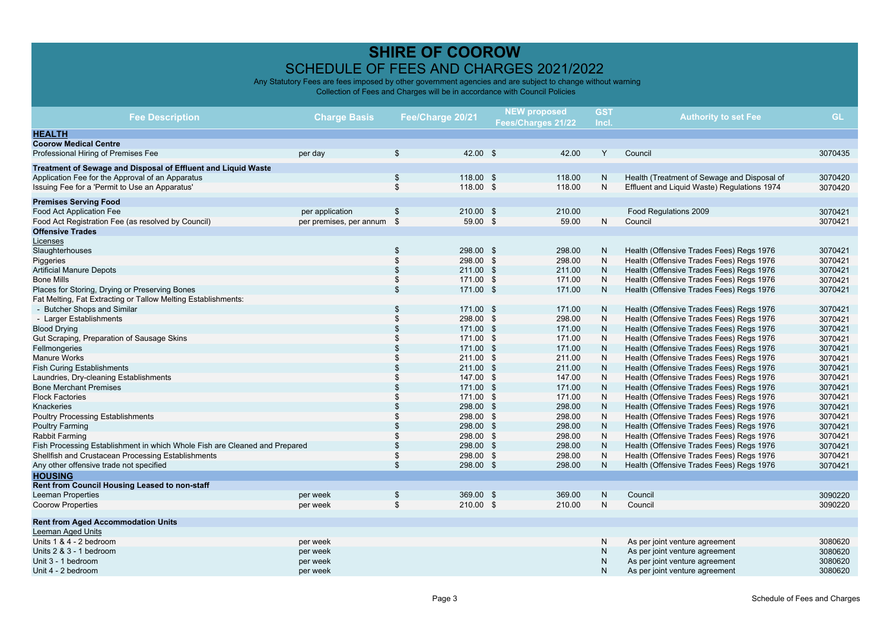# SHIRE OF COOROW

## SCHEDULE OF FEES AND CHARGES 2021/2022

Any Statutory Fees are fees imposed by other government agencies and are subject to change without warning
Collection of Fees and Charges will be in accordance with Council Policies

| Fee Description | Charge Basis | Fee/Charge 20/21 | NEW proposed Fees/Charges 21/22 | GST Incl. | Authority to set Fee | GL |
|---|---|---|---|---|---|---|
| **HEALTH** | | | | | | |
| **Coorow Medical Centre** | | | | | | |
| Professional Hiring of Premises Fee | per day | $ 42.00 | $ 42.00 | Y | Council | 3070435 |
| **Treatment of Sewage and Disposal of Effluent and Liquid Waste** | | | | | | |
| Application Fee for the Approval of an Apparatus | | $ 118.00 | $ 118.00 | N | Health (Treatment of Sewage and Disposal of | 3070420 |
| Issuing Fee for a 'Permit to Use an Apparatus' | | $ 118.00 | $ 118.00 | N | Effluent and Liquid Waste) Regulations 1974 | 3070420 |
| **Premises Serving Food** | | | | | | |
| Food Act Application Fee | per application | $ 210.00 | $ 210.00 | | Food Regulations 2009 | 3070421 |
| Food Act Registration Fee (as resolved by Council) | per premises, per annum | $ 59.00 | $ 59.00 | N | Council | 3070421 |
| **Offensive Trades** | | | | | | |
| Licenses | | | | | | |
| Slaughterhouses | | $ 298.00 | $ 298.00 | N | Health (Offensive Trades Fees) Regs 1976 | 3070421 |
| Piggeries | | $ 298.00 | $ 298.00 | N | Health (Offensive Trades Fees) Regs 1976 | 3070421 |
| Artificial Manure Depots | | $ 211.00 | $ 211.00 | N | Health (Offensive Trades Fees) Regs 1976 | 3070421 |
| Bone Mills | | $ 171.00 | $ 171.00 | N | Health (Offensive Trades Fees) Regs 1976 | 3070421 |
| Places for Storing, Drying or Preserving Bones | | $ 171.00 | $ 171.00 | N | Health (Offensive Trades Fees) Regs 1976 | 3070421 |
| Fat Melting, Fat Extracting or Tallow Melting Establishments: | | | | | | |
| - Butcher Shops and Similar | | $ 171.00 | $ 171.00 | N | Health (Offensive Trades Fees) Regs 1976 | 3070421 |
| - Larger Establishments | | $ 298.00 | $ 298.00 | N | Health (Offensive Trades Fees) Regs 1976 | 3070421 |
| Blood Drying | | $ 171.00 | $ 171.00 | N | Health (Offensive Trades Fees) Regs 1976 | 3070421 |
| Gut Scraping, Preparation of Sausage Skins | | $ 171.00 | $ 171.00 | N | Health (Offensive Trades Fees) Regs 1976 | 3070421 |
| Fellmongeries | | $ 171.00 | $ 171.00 | N | Health (Offensive Trades Fees) Regs 1976 | 3070421 |
| Manure Works | | $ 211.00 | $ 211.00 | N | Health (Offensive Trades Fees) Regs 1976 | 3070421 |
| Fish Curing Establishments | | $ 211.00 | $ 211.00 | N | Health (Offensive Trades Fees) Regs 1976 | 3070421 |
| Laundries, Dry-cleaning Establishments | | $ 147.00 | $ 147.00 | N | Health (Offensive Trades Fees) Regs 1976 | 3070421 |
| Bone Merchant Premises | | $ 171.00 | $ 171.00 | N | Health (Offensive Trades Fees) Regs 1976 | 3070421 |
| Flock Factories | | $ 171.00 | $ 171.00 | N | Health (Offensive Trades Fees) Regs 1976 | 3070421 |
| Knackeries | | $ 298.00 | $ 298.00 | N | Health (Offensive Trades Fees) Regs 1976 | 3070421 |
| Poultry Processing Establishments | | $ 298.00 | $ 298.00 | N | Health (Offensive Trades Fees) Regs 1976 | 3070421 |
| Poultry Farming | | $ 298.00 | $ 298.00 | N | Health (Offensive Trades Fees) Regs 1976 | 3070421 |
| Rabbit Farming | | $ 298.00 | $ 298.00 | N | Health (Offensive Trades Fees) Regs 1976 | 3070421 |
| Fish Processing Establishment in which Whole Fish are Cleaned and Prepared | | $ 298.00 | $ 298.00 | N | Health (Offensive Trades Fees) Regs 1976 | 3070421 |
| Shellfish and Crustacean Processing Establishments | | $ 298.00 | $ 298.00 | N | Health (Offensive Trades Fees) Regs 1976 | 3070421 |
| Any other offensive trade not specified | | $ 298.00 | $ 298.00 | N | Health (Offensive Trades Fees) Regs 1976 | 3070421 |
| **HOUSING** | | | | | | |
| **Rent from Council Housing Leased to non-staff** | | | | | | |
| Leeman Properties | per week | $ 369.00 | $ 369.00 | N | Council | 3090220 |
| Coorow Properties | per week | $ 210.00 | $ 210.00 | N | Council | 3090220 |
| **Rent from Aged Accommodation Units** | | | | | | |
| Leeman Aged Units | | | | | | |
| Units 1 & 4 - 2 bedroom | per week | | | N | As per joint venture agreement | 3080620 |
| Units 2 & 3 - 1 bedroom | per week | | | N | As per joint venture agreement | 3080620 |
| Unit 3 - 1 bedroom | per week | | | N | As per joint venture agreement | 3080620 |
| Unit 4 - 2 bedroom | per week | | | N | As per joint venture agreement | 3080620 |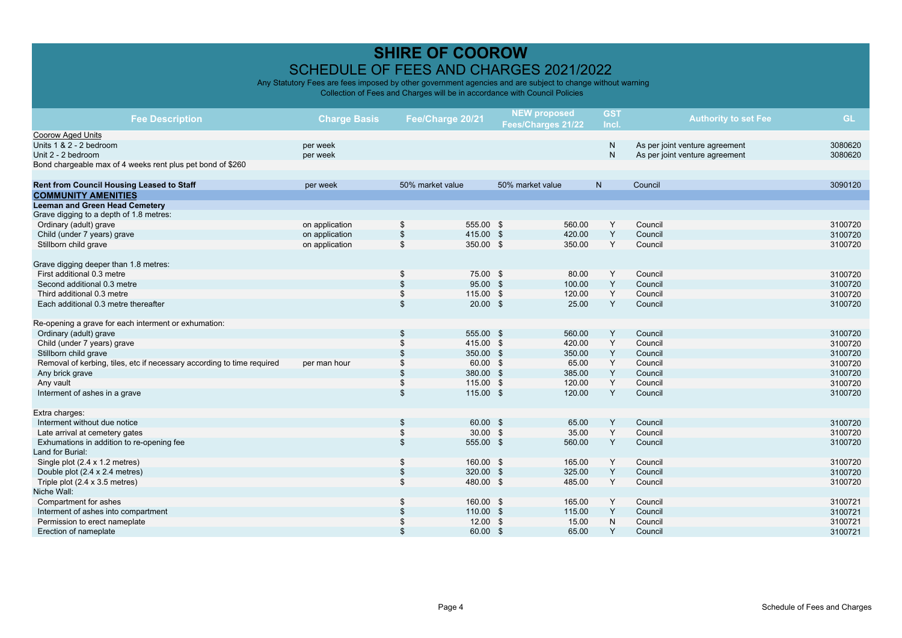# SHIRE OF COOROW

## SCHEDULE OF FEES AND CHARGES 2021/2022

Any Statutory Fees are fees imposed by other government agencies and are subject to change without warning

Collection of Fees and Charges will be in accordance with Council Policies

| Fee Description | Charge Basis | Fee/Charge 20/21 | NEW proposed Fees/Charges 21/22 | GST Incl. | Authority to set Fee | GL |
|---|---|---|---|---|---|---|
| Coorow Aged Units | | | | | | |
| Units 1 & 2 - 2 bedroom | per week | | | N | As per joint venture agreement | 3080620 |
| Unit 2 - 2 bedroom | per week | | | N | As per joint venture agreement | 3080620 |
| Bond chargeable max of 4 weeks rent plus pet bond of $260 | | | | | | |
| | | | | | | |
| **Rent from Council Housing Leased to Staff** | per week | 50% market value | 50% market value | N | Council | 3090120 |
| **COMMUNITY AMENITIES** | | | | | | |
| **Leeman and Green Head Cemetery** | | | | | | |
| Grave digging to a depth of 1.8 metres: | | | | | | |
| Ordinary (adult) grave | on application | $ 555.00 | $ 560.00 | Y | Council | 3100720 |
| Child (under 7 years) grave | on application | $ 415.00 | $ 420.00 | Y | Council | 3100720 |
| Stillborn child grave | on application | $ 350.00 | $ 350.00 | Y | Council | 3100720 |
| | | | | | | |
| Grave digging deeper than 1.8 metres: | | | | | | |
| First additional 0.3 metre | | $ 75.00 | $ 80.00 | Y | Council | 3100720 |
| Second additional 0.3 metre | | $ 95.00 | $ 100.00 | Y | Council | 3100720 |
| Third additional 0.3 metre | | $ 115.00 | $ 120.00 | Y | Council | 3100720 |
| Each additional 0.3 metre thereafter | | $ 20.00 | $ 25.00 | Y | Council | 3100720 |
| | | | | | | |
| Re-opening a grave for each interment or exhumation: | | | | | | |
| Ordinary (adult) grave | | $ 555.00 | $ 560.00 | Y | Council | 3100720 |
| Child (under 7 years) grave | | $ 415.00 | $ 420.00 | Y | Council | 3100720 |
| Stillborn child grave | | $ 350.00 | $ 350.00 | Y | Council | 3100720 |
| Removal of kerbing, tiles, etc if necessary according to time required | per man hour | $ 60.00 | $ 65.00 | Y | Council | 3100720 |
| Any brick grave | | $ 380.00 | $ 385.00 | Y | Council | 3100720 |
| Any vault | | $ 115.00 | $ 120.00 | Y | Council | 3100720 |
| Interment of ashes in a grave | | $ 115.00 | $ 120.00 | Y | Council | 3100720 |
| | | | | | | |
| Extra charges: | | | | | | |
| Interment without due notice | | $ 60.00 | $ 65.00 | Y | Council | 3100720 |
| Late arrival at cemetery gates | | $ 30.00 | $ 35.00 | Y | Council | 3100720 |
| Exhumations in addition to re-opening fee | | $ 555.00 | $ 560.00 | Y | Council | 3100720 |
| Land for Burial: | | | | | | |
| Single plot (2.4 x 1.2 metres) | | $ 160.00 | $ 165.00 | Y | Council | 3100720 |
| Double plot (2.4 x 2.4 metres) | | $ 320.00 | $ 325.00 | Y | Council | 3100720 |
| Triple plot (2.4 x 3.5 metres) | | $ 480.00 | $ 485.00 | Y | Council | 3100720 |
| Niche Wall: | | | | | | |
| Compartment for ashes | | $ 160.00 | $ 165.00 | Y | Council | 3100721 |
| Interment of ashes into compartment | | $ 110.00 | $ 115.00 | Y | Council | 3100721 |
| Permission to erect nameplate | | $ 12.00 | $ 15.00 | N | Council | 3100721 |
| Erection of nameplate | | $ 60.00 | $ 65.00 | Y | Council | 3100721 |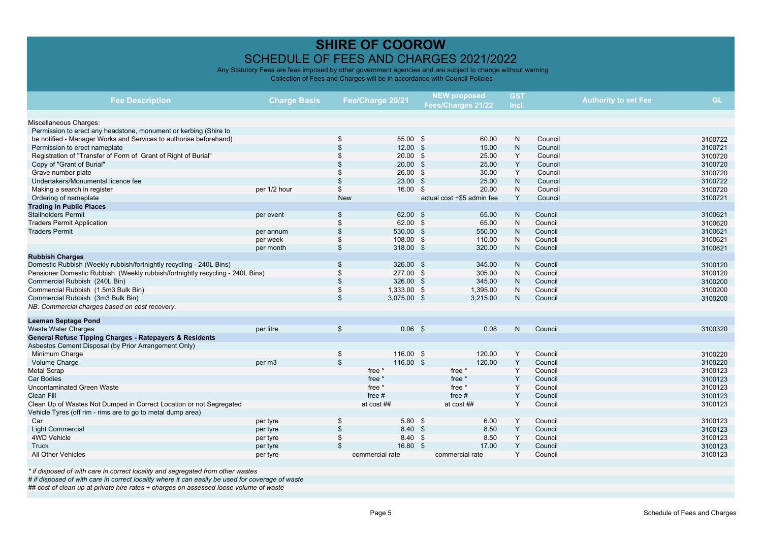# SHIRE OF COOROW

## SCHEDULE OF FEES AND CHARGES 2021/2022

Any Statutory Fees are fees imposed by other government agencies and are subject to change without warning

Collection of Fees and Charges will be in accordance with Council Policies

| Fee Description | Charge Basis | Fee/Charge 20/21 | NEW proposed Fees/Charges 21/22 | GST Incl. | Authority to set Fee | GL |
|---|---|---|---|---|---|---|
| Miscellaneous Charges: | | | | | | |
| Permission to erect any headstone, monument or kerbing (Shire to be notified - Manager Works and Services to authorise beforehand) | | $ 55.00 | $ 60.00 | N | Council | 3100722 |
| Permission to erect nameplate | | $ 12.00 | $ 15.00 | N | Council | 3100721 |
| Registration of "Transfer of Form of Grant of Right of Burial" | | $ 20.00 | $ 25.00 | Y | Council | 3100720 |
| Copy of "Grant of Burial" | | $ 20.00 | $ 25.00 | Y | Council | 3100720 |
| Grave number plate | | $ 26.00 | $ 30.00 | Y | Council | 3100720 |
| Undertakers/Monumental licence fee | | $ 23.00 | $ 25.00 | N | Council | 3100722 |
| Making a search in register | per 1/2 hour | $ 16.00 | $ 20.00 | N | Council | 3100720 |
| Ordering of nameplate | | New | actual cost +$5 admin fee | Y | Council | 3100721 |
| **Trading in Public Places** | | | | | | |
| Stallholders Permit | per event | $ 62.00 | $ 65.00 | N | Council | 3100621 |
| Traders Permit Application | | $ 62.00 | $ 65.00 | N | Council | 3100620 |
| Traders Permit | per annum | $ 530.00 | $ 550.00 | N | Council | 3100621 |
| | per week | $ 108.00 | $ 110.00 | N | Council | 3100621 |
| | per month | $ 318.00 | $ 320.00 | N | Council | 3100621 |
| **Rubbish Charges** | | | | | | |
| Domestic Rubbish (Weekly rubbish/fortnightly recycling - 240L Bins) | | $ 326.00 | $ 345.00 | N | Council | 3100120 |
| Pensioner Domestic Rubbish (Weekly rubbish/fortnightly recycling - 240L Bins) | | $ 277.00 | $ 305.00 | N | Council | 3100120 |
| Commercial Rubbish (240L Bin) | | $ 326.00 | $ 345.00 | N | Council | 3100200 |
| Commercial Rubbish (1.5m3 Bulk Bin) | | $ 1,333.00 | $ 1,395.00 | N | Council | 3100200 |
| Commercial Rubbish (3m3 Bulk Bin) | | $ 3,075.00 | $ 3,215.00 | N | Council | 3100200 |
| *NB: Commercial charges based on cost recovery.* | | | | | | |
| **Leeman Septage Pond** | | | | | | |
| Waste Water Charges | per litre | $ 0.06 | $ 0.08 | N | Council | 3100320 |
| **General Refuse Tipping Charges - Ratepayers & Residents** | | | | | | |
| Asbestos Cement Disposal (by Prior Arrangement Only) | | | | | | |
| Minimum Charge | | $ 116.00 | $ 120.00 | Y | Council | 3100220 |
| Volume Charge | per m3 | $ 116.00 | $ 120.00 | Y | Council | 3100220 |
| Metal Scrap | | free * | free * | Y | Council | 3100123 |
| Car Bodies | | free * | free * | Y | Council | 3100123 |
| Uncontaminated Green Waste | | free * | free * | Y | Council | 3100123 |
| Clean Fill | | free # | free # | Y | Council | 3100123 |
| Clean Up of Wastes Not Dumped in Correct Location or not Segregated | | at cost ## | at cost ## | Y | Council | 3100123 |
| Vehicle Tyres (off rim - rims are to go to metal dump area) | | | | | | |
| Car | per tyre | $ 5.80 | $ 6.00 | Y | Council | 3100123 |
| Light Commercial | per tyre | $ 8.40 | $ 8.50 | Y | Council | 3100123 |
| 4WD Vehicle | per tyre | $ 8.40 | $ 8.50 | Y | Council | 3100123 |
| Truck | per tyre | $ 16.80 | $ 17.00 | Y | Council | 3100123 |
| All Other Vehicles | per tyre | commercial rate | commercial rate | Y | Council | 3100123 |

*\* if disposed of with care in correct locality and segregated from other wastes*

*# if disposed of with care in correct locality where it can easily be used for coverage of waste*

*## cost of clean up at private hire rates + charges on assessed loose volume of waste*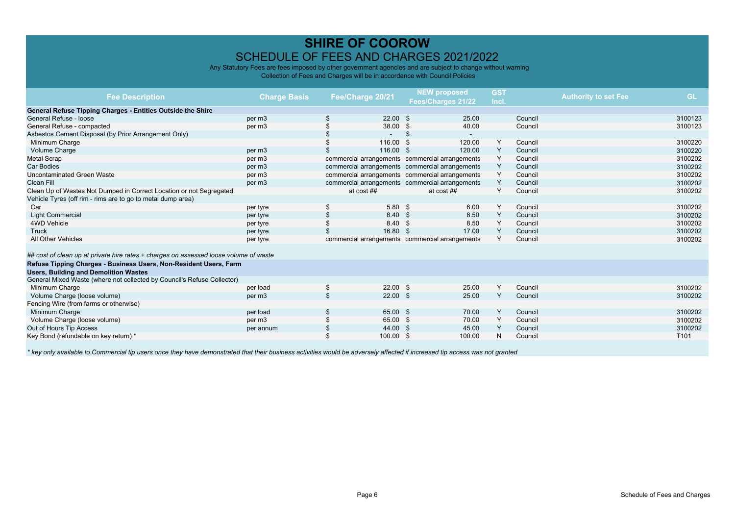# SHIRE OF COOROW

## SCHEDULE OF FEES AND CHARGES 2021/2022

Any Statutory Fees are fees imposed by other government agencies and are subject to change without warning

Collection of Fees and Charges will be in accordance with Council Policies

| Fee Description | Charge Basis | Fee/Charge 20/21 | NEW proposed Fees/Charges 21/22 | GST Incl. | Authority to set Fee | GL |
|---|---|---|---|---|---|---|
| **General Refuse Tipping Charges - Entities Outside the Shire** | | | | | | |
| General Refuse - loose | per m3 | $ 22.00 | $ 25.00 | | Council | 3100123 |
| General Refuse - compacted | per m3 | $ 38.00 | $ 40.00 | | Council | 3100123 |
| Asbestos Cement Disposal (by Prior Arrangement Only) | | $ - | $ - | | | |
| Minimum Charge | | $ 116.00 | $ 120.00 | Y | Council | 3100220 |
| Volume Charge | per m3 | $ 116.00 | $ 120.00 | Y | Council | 3100220 |
| Metal Scrap | per m3 | commercial arrangements | commercial arrangements | Y | Council | 3100202 |
| Car Bodies | per m3 | commercial arrangements | commercial arrangements | Y | Council | 3100202 |
| Uncontaminated Green Waste | per m3 | commercial arrangements | commercial arrangements | Y | Council | 3100202 |
| Clean Fill | per m3 | commercial arrangements | commercial arrangements | Y | Council | 3100202 |
| Clean Up of Wastes Not Dumped in Correct Location or not Segregated | | at cost ## | at cost ## | Y | Council | 3100202 |
| Vehicle Tyres (off rim - rims are to go to metal dump area) | | | | | | |
| Car | per tyre | $ 5.80 | $ 6.00 | Y | Council | 3100202 |
| Light Commercial | per tyre | $ 8.40 | $ 8.50 | Y | Council | 3100202 |
| 4WD Vehicle | per tyre | $ 8.40 | $ 8.50 | Y | Council | 3100202 |
| Truck | per tyre | $ 16.80 | $ 17.00 | Y | Council | 3100202 |
| All Other Vehicles | per tyre | commercial arrangements | commercial arrangements | Y | Council | 3100202 |

*## cost of clean up at private hire rates + charges on assessed loose volume of waste*

| Fee Description | Charge Basis | Fee/Charge 20/21 | NEW proposed Fees/Charges 21/22 | GST Incl. | Authority to set Fee | GL |
|---|---|---|---|---|---|---|
| **Refuse Tipping Charges - Business Users, Non-Resident Users, Farm Users, Building and Demolition Wastes** | | | | | | |
| General Mixed Waste (where not collected by Council's Refuse Collector) | | | | | | |
| Minimum Charge | per load | $ 22.00 | $ 25.00 | Y | Council | 3100202 |
| Volume Charge (loose volume) | per m3 | $ 22.00 | $ 25.00 | Y | Council | 3100202 |
| Fencing Wire (from farms or otherwise) | | | | | | |
| Minimum Charge | per load | $ 65.00 | $ 70.00 | Y | Council | 3100202 |
| Volume Charge (loose volume) | per m3 | $ 65.00 | $ 70.00 | Y | Council | 3100202 |
| Out of Hours Tip Access | per annum | $ 44.00 | $ 45.00 | Y | Council | 3100202 |
| Key Bond (refundable on key return) * | | $ 100.00 | $ 100.00 | N | Council | T101 |

*\* key only available to Commercial tip users once they have demonstrated that their business activities would be adversely affected if increased tip access was not granted*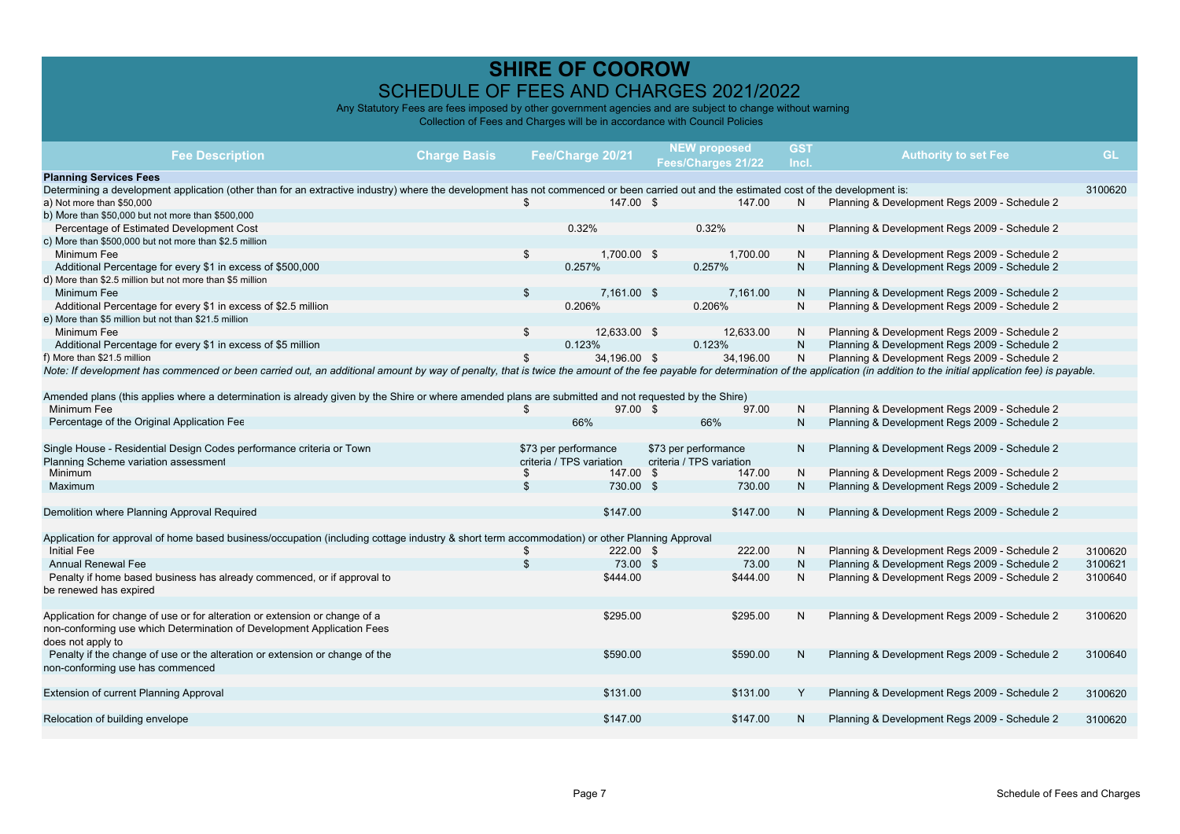# SHIRE OF COOROW

## SCHEDULE OF FEES AND CHARGES 2021/2022

Any Statutory Fees are fees imposed by other government agencies and are subject to change without warning

Collection of Fees and Charges will be in accordance with Council Policies

| Fee Description | Charge Basis | Fee/Charge 20/21 | NEW proposed Fees/Charges 21/22 | GST Incl. | Authority to set Fee | GL |
|---|---|---|---|---|---|---|
| **Planning Services Fees** | | | | | | |
| Determining a development application (other than for an extractive industry) where the development has not commenced or been carried out and the estimated cost of the development is: | | | | | | 3100620 |
| a) Not more than $50,000 | | $ 147.00 | $ 147.00 | N | Planning & Development Regs 2009 - Schedule 2 | |
| b) More than $50,000 but not more than $500,000 | | | | | | |
| Percentage of Estimated Development Cost | | 0.32% | 0.32% | N | Planning & Development Regs 2009 - Schedule 2 | |
| c) More than $500,000 but not more than $2.5 million | | | | | | |
| Minimum Fee | | $ 1,700.00 | $ 1,700.00 | N | Planning & Development Regs 2009 - Schedule 2 | |
| Additional Percentage for every $1 in excess of $500,000 | | 0.257% | 0.257% | N | Planning & Development Regs 2009 - Schedule 2 | |
| d) More than $2.5 million but not more than $5 million | | | | | | |
| Minimum Fee | | $ 7,161.00 | $ 7,161.00 | N | Planning & Development Regs 2009 - Schedule 2 | |
| Additional Percentage for every $1 in excess of $2.5 million | | 0.206% | 0.206% | N | Planning & Development Regs 2009 - Schedule 2 | |
| e) More than $5 million but not than $21.5 million | | | | | | |
| Minimum Fee | | $ 12,633.00 | $ 12,633.00 | N | Planning & Development Regs 2009 - Schedule 2 | |
| Additional Percentage for every $1 in excess of $5 million | | 0.123% | 0.123% | N | Planning & Development Regs 2009 - Schedule 2 | |
| f) More than $21.5 million | | $ 34,196.00 | $ 34,196.00 | N | Planning & Development Regs 2009 - Schedule 2 | |
| *Note: If development has commenced or been carried out, an additional amount by way of penalty, that is twice the amount of the fee payable for determination of the application (in addition to the initial application fee) is payable.* | | | | | | |
| Amended plans (this applies where a determination is already given by the Shire or where amended plans are submitted and not requested by the Shire) | | | | | | |
| Minimum Fee | | $ 97.00 | $ 97.00 | N | Planning & Development Regs 2009 - Schedule 2 | |
| Percentage of the Original Application Fee | | 66% | 66% | N | Planning & Development Regs 2009 - Schedule 2 | |
| Single House - Residential Design Codes performance criteria or Town Planning Scheme variation assessment | | $73 per performance criteria / TPS variation | $73 per performance criteria / TPS variation | N | Planning & Development Regs 2009 - Schedule 2 | |
| Minimum | | $ 147.00 | $ 147.00 | N | Planning & Development Regs 2009 - Schedule 2 | |
| Maximum | | $ 730.00 | $ 730.00 | N | Planning & Development Regs 2009 - Schedule 2 | |
| Demolition where Planning Approval Required | | $147.00 | $147.00 | N | Planning & Development Regs 2009 - Schedule 2 | |
| Application for approval of home based business/occupation (including cottage industry & short term accommodation) or other Planning Approval | | | | | | |
| Initial Fee | | $ 222.00 | $ 222.00 | N | Planning & Development Regs 2009 - Schedule 2 | 3100620 |
| Annual Renewal Fee | | $ 73.00 | $ 73.00 | N | Planning & Development Regs 2009 - Schedule 2 | 3100621 |
| Penalty if home based business has already commenced, or if approval to be renewed has expired | | $444.00 | $444.00 | N | Planning & Development Regs 2009 - Schedule 2 | 3100640 |
| Application for change of use or for alteration or extension or change of a non-conforming use which Determination of Development Application Fees does not apply to | | $295.00 | $295.00 | N | Planning & Development Regs 2009 - Schedule 2 | 3100620 |
| Penalty if the change of use or the alteration or extension or change of the non-conforming use has commenced | | $590.00 | $590.00 | N | Planning & Development Regs 2009 - Schedule 2 | 3100640 |
| Extension of current Planning Approval | | $131.00 | $131.00 | Y | Planning & Development Regs 2009 - Schedule 2 | 3100620 |
| Relocation of building envelope | | $147.00 | $147.00 | N | Planning & Development Regs 2009 - Schedule 2 | 3100620 |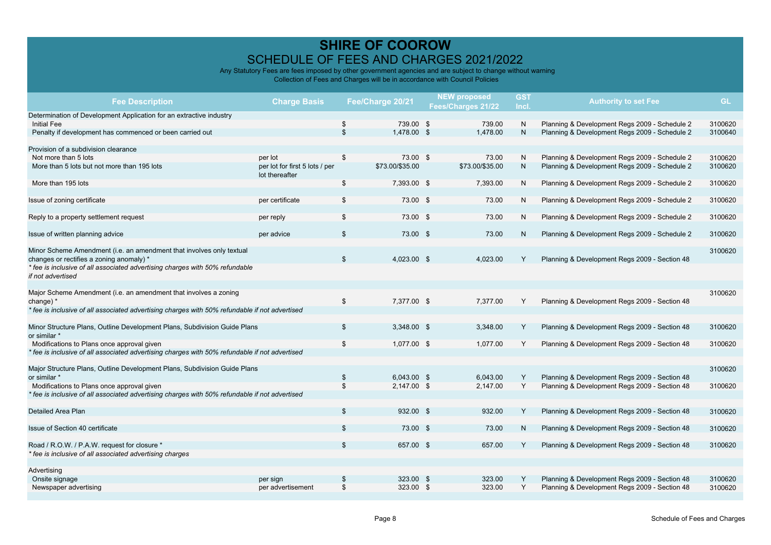# SHIRE OF COOROW

## SCHEDULE OF FEES AND CHARGES 2021/2022

Any Statutory Fees are fees imposed by other government agencies and are subject to change without warning

Collection of Fees and Charges will be in accordance with Council Policies

| Fee Description | Charge Basis | Fee/Charge 20/21 | NEW proposed Fees/Charges 21/22 | GST Incl. | Authority to set Fee | GL |
|---|---|---|---|---|---|---|
| Determination of Development Application for an extractive industry | | | | | | |
| Initial Fee | | $ 739.00 | $ 739.00 | N | Planning & Development Regs 2009 - Schedule 2 | 3100620 |
| Penalty if development has commenced or been carried out | | $ 1,478.00 | $ 1,478.00 | N | Planning & Development Regs 2009 - Schedule 2 | 3100640 |
| Provision of a subdivision clearance | | | | | | |
| Not more than 5 lots | per lot | $ 73.00 | $ 73.00 | N | Planning & Development Regs 2009 - Schedule 2 | 3100620 |
| More than 5 lots but not more than 195 lots | per lot for first 5 lots / per lot thereafter | $73.00/$35.00 | $73.00/$35.00 | N | Planning & Development Regs 2009 - Schedule 2 | 3100620 |
| More than 195 lots | | $ 7,393.00 | $ 7,393.00 | N | Planning & Development Regs 2009 - Schedule 2 | 3100620 |
| Issue of zoning certificate | per certificate | $ 73.00 | $ 73.00 | N | Planning & Development Regs 2009 - Schedule 2 | 3100620 |
| Reply to a property settlement request | per reply | $ 73.00 | $ 73.00 | N | Planning & Development Regs 2009 - Schedule 2 | 3100620 |
| Issue of written planning advice | per advice | $ 73.00 | $ 73.00 | N | Planning & Development Regs 2009 - Schedule 2 | 3100620 |
| Minor Scheme Amendment (i.e. an amendment that involves only textual changes or rectifies a zoning anomaly) * | | $ 4,023.00 | $ 4,023.00 | Y | Planning & Development Regs 2009 - Section 48 | 3100620 |
| *\* fee is inclusive of all associated advertising charges with 50% refundable if not advertised* | | | | | | |
| Major Scheme Amendment (i.e. an amendment that involves a zoning change) * | | $ 7,377.00 | $ 7,377.00 | Y | Planning & Development Regs 2009 - Section 48 | 3100620 |
| *\* fee is inclusive of all associated advertising charges with 50% refundable if not advertised* | | | | | | |
| Minor Structure Plans, Outline Development Plans, Subdivision Guide Plans or similar * | | $ 3,348.00 | $ 3,348.00 | Y | Planning & Development Regs 2009 - Section 48 | 3100620 |
| Modifications to Plans once approval given | | $ 1,077.00 | $ 1,077.00 | Y | Planning & Development Regs 2009 - Section 48 | 3100620 |
| *\* fee is inclusive of all associated advertising charges with 50% refundable if not advertised* | | | | | | |
| Major Structure Plans, Outline Development Plans, Subdivision Guide Plans or similar * | | $ 6,043.00 | $ 6,043.00 | Y | Planning & Development Regs 2009 - Section 48 | 3100620 |
| Modifications to Plans once approval given | | $ 2,147.00 | $ 2,147.00 | Y | Planning & Development Regs 2009 - Section 48 | 3100620 |
| *\* fee is inclusive of all associated advertising charges with 50% refundable if not advertised* | | | | | | |
| Detailed Area Plan | | $ 932.00 | $ 932.00 | Y | Planning & Development Regs 2009 - Section 48 | 3100620 |
| Issue of Section 40 certificate | | $ 73.00 | $ 73.00 | N | Planning & Development Regs 2009 - Section 48 | 3100620 |
| Road / R.O.W. / P.A.W. request for closure * | | $ 657.00 | $ 657.00 | Y | Planning & Development Regs 2009 - Section 48 | 3100620 |
| *\* fee is inclusive of all associated advertising charges* | | | | | | |
| Advertising | | | | | | |
| Onsite signage | per sign | $ 323.00 | $ 323.00 | Y | Planning & Development Regs 2009 - Section 48 | 3100620 |
| Newspaper advertising | per advertisement | $ 323.00 | $ 323.00 | Y | Planning & Development Regs 2009 - Section 48 | 3100620 |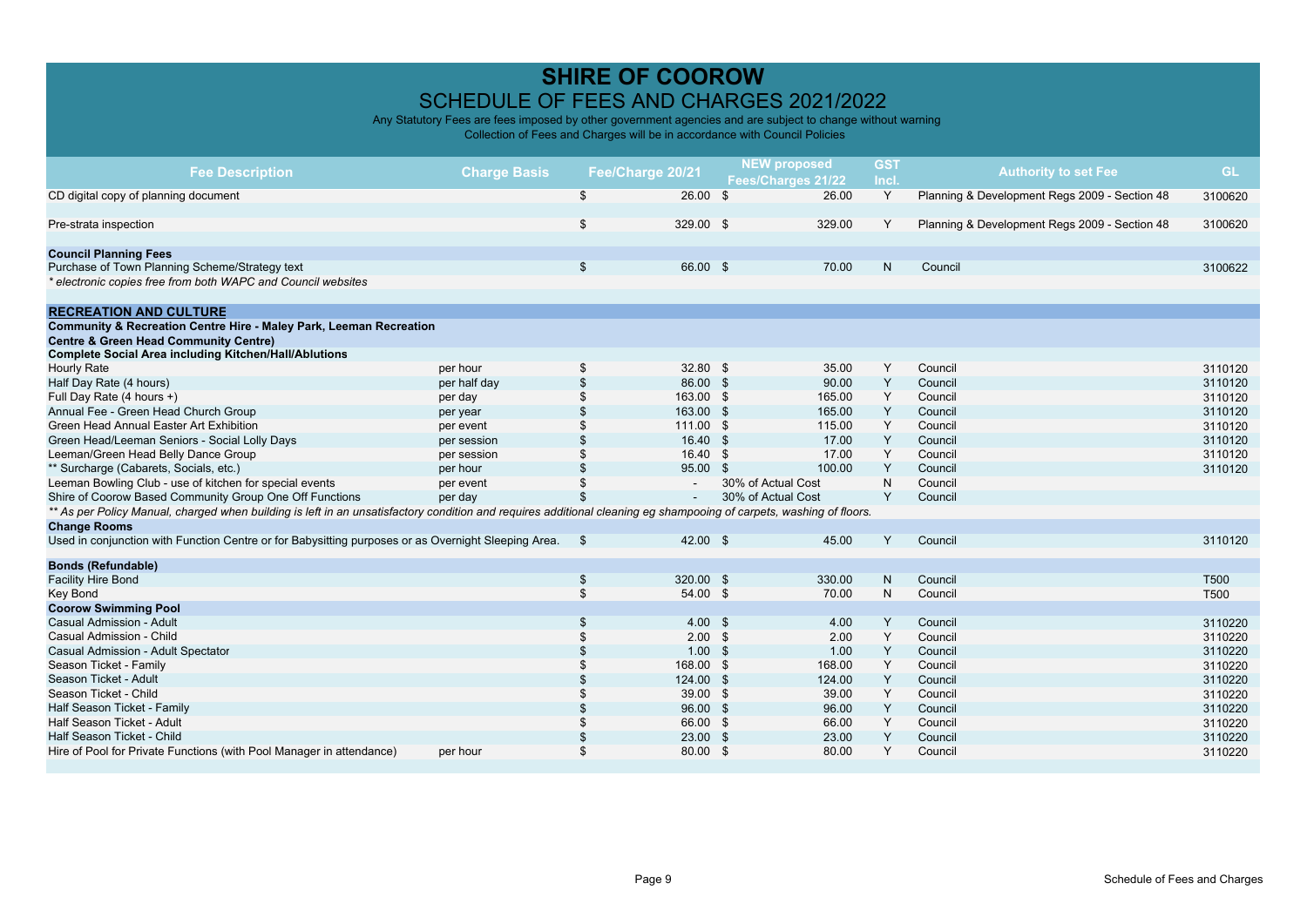# SHIRE OF COOROW

## SCHEDULE OF FEES AND CHARGES 2021/2022

Any Statutory Fees are fees imposed by other government agencies and are subject to change without warning

Collection of Fees and Charges will be in accordance with Council Policies

| Fee Description | Charge Basis | Fee/Charge 20/21 | NEW proposed Fees/Charges 21/22 | GST Incl. | Authority to set Fee | GL |
|---|---|---|---|---|---|---|
| CD digital copy of planning document | | $ 26.00 | $ 26.00 | Y | Planning & Development Regs 2009 - Section 48 | 3100620 |
| Pre-strata inspection | | $ 329.00 | $ 329.00 | Y | Planning & Development Regs 2009 - Section 48 | 3100620 |
| **Council Planning Fees** | | | | | | |
| Purchase of Town Planning Scheme/Strategy text | | $ 66.00 | $ 70.00 | N | Council | 3100622 |
| *\* electronic copies free from both WAPC and Council websites* | | | | | | |
| **RECREATION AND CULTURE** | | | | | | |
| **Community & Recreation Centre Hire - Maley Park, Leeman Recreation Centre & Green Head Community Centre)** | | | | | | |
| **Complete Social Area including Kitchen/Hall/Ablutions** | | | | | | |
| Hourly Rate | per hour | $ 32.80 | $ 35.00 | Y | Council | 3110120 |
| Half Day Rate (4 hours) | per half day | $ 86.00 | $ 90.00 | Y | Council | 3110120 |
| Full Day Rate (4 hours +) | per day | $ 163.00 | $ 165.00 | Y | Council | 3110120 |
| Annual Fee - Green Head Church Group | per year | $ 163.00 | $ 165.00 | Y | Council | 3110120 |
| Green Head Annual Easter Art Exhibition | per event | $ 111.00 | $ 115.00 | Y | Council | 3110120 |
| Green Head/Leeman Seniors - Social Lolly Days | per session | $ 16.40 | $ 17.00 | Y | Council | 3110120 |
| Leeman/Green Head Belly Dance Group | per session | $ 16.40 | $ 17.00 | Y | Council | 3110120 |
| ** Surcharge (Cabarets, Socials, etc.) | per hour | $ 95.00 | $ 100.00 | Y | Council | 3110120 |
| Leeman Bowling Club - use of kitchen for special events | per event | $ - | 30% of Actual Cost | N | Council | |
| Shire of Coorow Based Community Group One Off Functions | per day | $ - | 30% of Actual Cost | Y | Council | |
| *\*\* As per Policy Manual, charged when building is left in an unsatisfactory condition and requires additional cleaning eg shampooing of carpets, washing of floors.* | | | | | | |
| **Change Rooms** | | | | | | |
| Used in conjunction with Function Centre or for Babysitting purposes or as Overnight Sleeping Area. | | $ 42.00 | $ 45.00 | Y | Council | 3110120 |
| **Bonds (Refundable)** | | | | | | |
| Facility Hire Bond | | $ 320.00 | $ 330.00 | N | Council | T500 |
| Key Bond | | $ 54.00 | $ 70.00 | N | Council | T500 |
| **Coorow Swimming Pool** | | | | | | |
| Casual Admission - Adult | | $ 4.00 | $ 4.00 | Y | Council | 3110220 |
| Casual Admission - Child | | $ 2.00 | $ 2.00 | Y | Council | 3110220 |
| Casual Admission - Adult Spectator | | $ 1.00 | $ 1.00 | Y | Council | 3110220 |
| Season Ticket - Family | | $ 168.00 | $ 168.00 | Y | Council | 3110220 |
| Season Ticket - Adult | | $ 124.00 | $ 124.00 | Y | Council | 3110220 |
| Season Ticket - Child | | $ 39.00 | $ 39.00 | Y | Council | 3110220 |
| Half Season Ticket - Family | | $ 96.00 | $ 96.00 | Y | Council | 3110220 |
| Half Season Ticket - Adult | | $ 66.00 | $ 66.00 | Y | Council | 3110220 |
| Half Season Ticket - Child | | $ 23.00 | $ 23.00 | Y | Council | 3110220 |
| Hire of Pool for Private Functions (with Pool Manager in attendance) | per hour | $ 80.00 | $ 80.00 | Y | Council | 3110220 |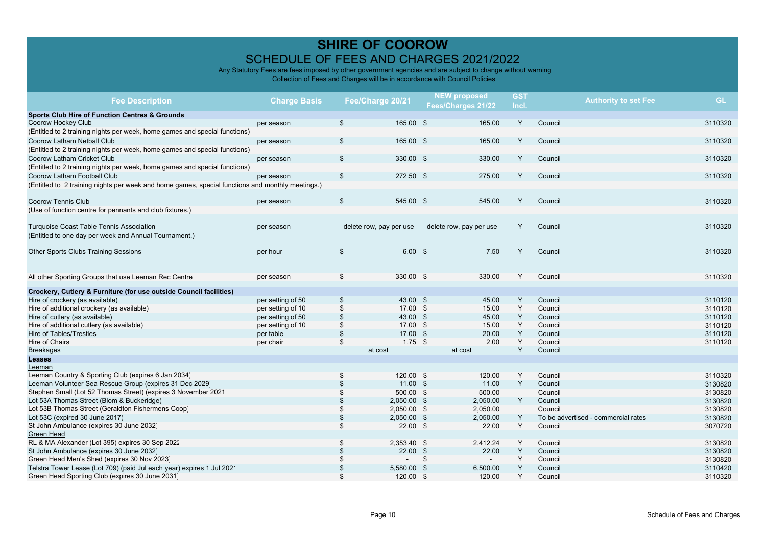# SHIRE OF COOROW

## SCHEDULE OF FEES AND CHARGES 2021/2022

Any Statutory Fees are fees imposed by other government agencies and are subject to change without warning

Collection of Fees and Charges will be in accordance with Council Policies

| Fee Description | Charge Basis | Fee/Charge 20/21 | NEW proposed Fees/Charges 21/22 | GST Incl. | Authority to set Fee | GL |
|---|---|---|---|---|---|---|
| **Sports Club Hire of Function Centres & Grounds** | | | | | | |
| Coorow Hockey Club | per season | $ 165.00 | $ 165.00 | Y | Council | 3110320 |
| (Entitled to 2 training nights per week, home games and special functions) | | | | | | |
| Coorow Latham Netball Club | per season | $ 165.00 | $ 165.00 | Y | Council | 3110320 |
| (Entitled to 2 training nights per week, home games and special functions) | | | | | | |
| Coorow Latham Cricket Club | per season | $ 330.00 | $ 330.00 | Y | Council | 3110320 |
| (Entitled to 2 training nights per week, home games and special functions) | | | | | | |
| Coorow Latham Football Club | per season | $ 272.50 | $ 275.00 | Y | Council | 3110320 |
| (Entitled to 2 training nights per week and home games, special functions and monthly meetings.) | | | | | | |
| Coorow Tennis Club | per season | $ 545.00 | $ 545.00 | Y | Council | 3110320 |
| (Use of function centre for pennants and club fixtures.) | | | | | | |
| Turquoise Coast Table Tennis Association (Entitled to one day per week and Annual Tournament.) | per season | delete row, pay per use | delete row, pay per use | Y | Council | 3110320 |
| Other Sports Clubs Training Sessions | per hour | $ 6.00 | $ 7.50 | Y | Council | 3110320 |
| All other Sporting Groups that use Leeman Rec Centre | per season | $ 330.00 | $ 330.00 | Y | Council | 3110320 |
| **Crockery, Cutlery & Furniture (for use outside Council facilities)** | | | | | | |
| Hire of crockery (as available) | per setting of 50 | $ 43.00 | $ 45.00 | Y | Council | 3110120 |
| Hire of additional crockery (as available) | per setting of 10 | $ 17.00 | $ 15.00 | Y | Council | 3110120 |
| Hire of cutlery (as available) | per setting of 50 | $ 43.00 | $ 45.00 | Y | Council | 3110120 |
| Hire of additional cutlery (as available) | per setting of 10 | $ 17.00 | $ 15.00 | Y | Council | 3110120 |
| Hire of Tables/Trestles | per table | $ 17.00 | $ 20.00 | Y | Council | 3110120 |
| Hire of Chairs | per chair | $ 1.75 | $ 2.00 | Y | Council | 3110120 |
| Breakages | | at cost | at cost | Y | Council | |
| **Leases** | | | | | | |
| Leeman | | | | | | |
| Leeman Country & Sporting Club (expires 6 Jan 2034) | | $ 120.00 | $ 120.00 | Y | Council | 3110320 |
| Leeman Volunteer Sea Rescue Group (expires 31 Dec 2029) | | $ 11.00 | $ 11.00 | Y | Council | 3130820 |
| Stephen Small (Lot 52 Thomas Street) (expires 3 November 2021) | | $ 500.00 | $ 500.00 | | Council | 3130820 |
| Lot 53A Thomas Street (Blom & Buckeridge) | | $ 2,050.00 | $ 2,050.00 | Y | Council | 3130820 |
| Lot 53B Thomas Street (Geraldton Fishermens Coop) | | $ 2,050.00 | $ 2,050.00 | | Council | 3130820 |
| Lot 53C (expired 30 June 2017) | | $ 2,050.00 | $ 2,050.00 | Y | To be advertised - commercial rates | 3130820 |
| St John Ambulance (expires 30 June 2032) | | $ 22.00 | $ 22.00 | Y | Council | 3070720 |
| Green Head | | | | | | |
| RL & MA Alexander (Lot 395) expires 30 Sep 2022 | | $ 2,353.40 | $ 2,412.24 | Y | Council | 3130820 |
| St John Ambulance (expires 30 June 2032) | | $ 22.00 | $ 22.00 | Y | Council | 3130820 |
| Green Head Men's Shed (expires 30 Nov 2023) | | $ - | $ - | Y | Council | 3130820 |
| Telstra Tower Lease (Lot 709) (paid Jul each year) expires 1 Jul 2021 | | $ 5,580.00 | $ 6,500.00 | Y | Council | 3110420 |
| Green Head Sporting Club (expires 30 June 2031) | | $ 120.00 | $ 120.00 | Y | Council | 3110320 |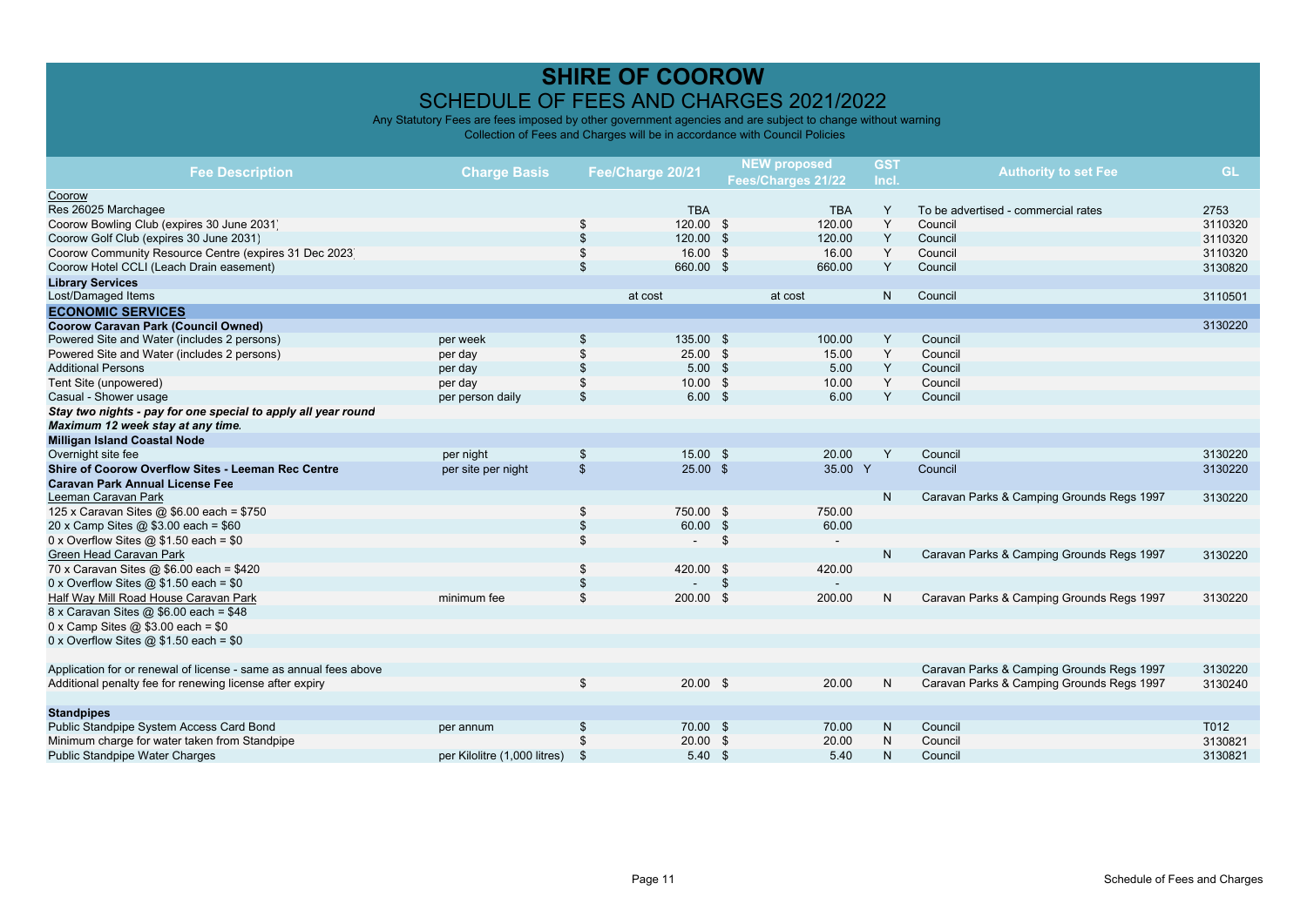# SHIRE OF COOROW

## SCHEDULE OF FEES AND CHARGES 2021/2022

Any Statutory Fees are fees imposed by other government agencies and are subject to change without warning

Collection of Fees and Charges will be in accordance with Council Policies

| Fee Description | Charge Basis | Fee/Charge 20/21 | NEW proposed Fees/Charges 21/22 | GST Incl. | Authority to set Fee | GL |
|---|---|---|---|---|---|---|
| Coorow | | | | | | |
| Res 26025 Marchagee | | TBA | TBA | Y | To be advertised - commercial rates | 2753 |
| Coorow Bowling Club (expires 30 June 2031) | | $ 120.00 | $ 120.00 | Y | Council | 3110320 |
| Coorow Golf Club (expires 30 June 2031) | | $ 120.00 | $ 120.00 | Y | Council | 3110320 |
| Coorow Community Resource Centre (expires 31 Dec 2023) | | $ 16.00 | $ 16.00 | Y | Council | 3110320 |
| Coorow Hotel CCLI (Leach Drain easement) | | $ 660.00 | $ 660.00 | Y | Council | 3130820 |
| **Library Services** | | | | | | |
| Lost/Damaged Items | | at cost | at cost | N | Council | 3110501 |
| **ECONOMIC SERVICES** | | | | | | |
| **Coorow Caravan Park (Council Owned)** | | | | | | 3130220 |
| Powered Site and Water (includes 2 persons) | per week | $ 135.00 | $ 100.00 | Y | Council | |
| Powered Site and Water (includes 2 persons) | per day | $ 25.00 | $ 15.00 | Y | Council | |
| Additional Persons | per day | $ 5.00 | $ 5.00 | Y | Council | |
| Tent Site (unpowered) | per day | $ 10.00 | $ 10.00 | Y | Council | |
| Casual - Shower usage | per person daily | $ 6.00 | $ 6.00 | Y | Council | |
| ***Stay two nights - pay for one special to apply all year round*** | | | | | | |
| ***Maximum 12 week stay at any time.*** | | | | | | |
| **Milligan Island Coastal Node** | | | | | | |
| Overnight site fee | per night | $ 15.00 | $ 20.00 | Y | Council | 3130220 |
| **Shire of Coorow Overflow Sites - Leeman Rec Centre** | per site per night | $ 25.00 | $ 35.00 | Y | Council | 3130220 |
| **Caravan Park Annual License Fee** | | | | | | |
| Leeman Caravan Park | | | | N | Caravan Parks & Camping Grounds Regs 1997 | 3130220 |
| 125 x Caravan Sites @ $6.00 each = $750 | | $ 750.00 | $ 750.00 | | | |
| 20 x Camp Sites @ $3.00 each = $60 | | $ 60.00 | $ 60.00 | | | |
| 0 x Overflow Sites @ $1.50 each = $0 | | $ - | $ - | | | |
| Green Head Caravan Park | | | | N | Caravan Parks & Camping Grounds Regs 1997 | 3130220 |
| 70 x Caravan Sites @ $6.00 each = $420 | | $ 420.00 | $ 420.00 | | | |
| 0 x Overflow Sites @ $1.50 each = $0 | | $ - | $ - | | | |
| Half Way Mill Road House Caravan Park | minimum fee | $ 200.00 | $ 200.00 | N | Caravan Parks & Camping Grounds Regs 1997 | 3130220 |
| 8 x Caravan Sites @ $6.00 each = $48 | | | | | | |
| 0 x Camp Sites @ $3.00 each = $0 | | | | | | |
| 0 x Overflow Sites @ $1.50 each = $0 | | | | | | |
| | | | | | | |
| Application for or renewal of license - same as annual fees above | | | | | Caravan Parks & Camping Grounds Regs 1997 | 3130220 |
| Additional penalty fee for renewing license after expiry | | $ 20.00 | $ 20.00 | N | Caravan Parks & Camping Grounds Regs 1997 | 3130240 |
| | | | | | | |
| **Standpipes** | | | | | | |
| Public Standpipe System Access Card Bond | per annum | $ 70.00 | $ 70.00 | N | Council | T012 |
| Minimum charge for water taken from Standpipe | | $ 20.00 | $ 20.00 | N | Council | 3130821 |
| Public Standpipe Water Charges | per Kilolitre (1,000 litres) | $ 5.40 | $ 5.40 | N | Council | 3130821 |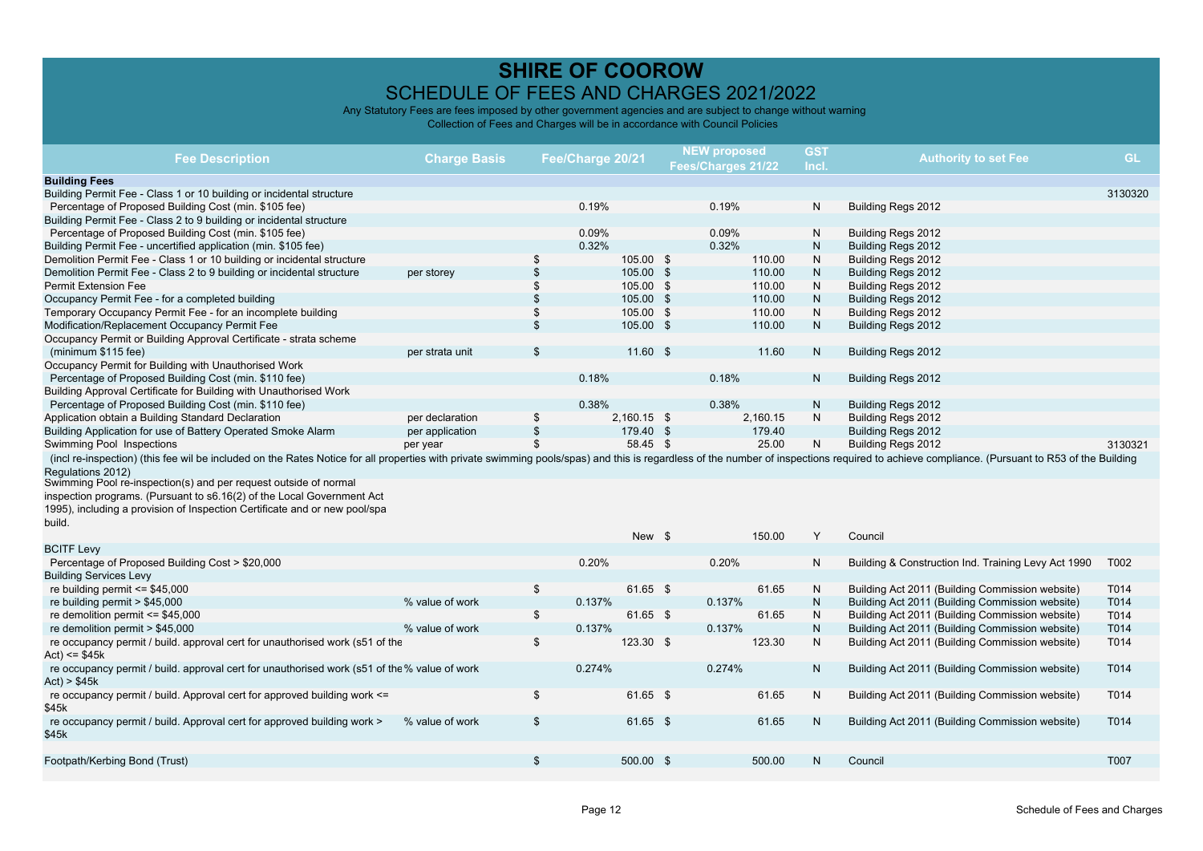# SHIRE OF COOROW

## SCHEDULE OF FEES AND CHARGES 2021/2022

Any Statutory Fees are fees imposed by other government agencies and are subject to change without warning

Collection of Fees and Charges will be in accordance with Council Policies

| Fee Description | Charge Basis | Fee/Charge 20/21 | NEW proposed Fees/Charges 21/22 | GST Incl. | Authority to set Fee | GL |
|---|---|---|---|---|---|---|
| **Building Fees** | | | | | | |
| Building Permit Fee - Class 1 or 10 building or incidental structure | | | | | | 3130320 |
| Percentage of Proposed Building Cost (min. $105 fee) | | 0.19% | 0.19% | N | Building Regs 2012 | |
| Building Permit Fee - Class 2 to 9 building or incidental structure | | | | | | |
| Percentage of Proposed Building Cost (min. $105 fee) | | 0.09% | 0.09% | N | Building Regs 2012 | |
| Building Permit Fee - uncertified application (min. $105 fee) | | 0.32% | 0.32% | N | Building Regs 2012 | |
| Demolition Permit Fee - Class 1 or 10 building or incidental structure | | $ 105.00 | $ 110.00 | N | Building Regs 2012 | |
| Demolition Permit Fee - Class 2 to 9 building or incidental structure | per storey | $ 105.00 | $ 110.00 | N | Building Regs 2012 | |
| Permit Extension Fee | | $ 105.00 | $ 110.00 | N | Building Regs 2012 | |
| Occupancy Permit Fee - for a completed building | | $ 105.00 | $ 110.00 | N | Building Regs 2012 | |
| Temporary Occupancy Permit Fee - for an incomplete building | | $ 105.00 | $ 110.00 | N | Building Regs 2012 | |
| Modification/Replacement Occupancy Permit Fee | | $ 105.00 | $ 110.00 | N | Building Regs 2012 | |
| Occupancy Permit or Building Approval Certificate - strata scheme | | | | | | |
| (minimum $115 fee) | per strata unit | $ 11.60 | $ 11.60 | N | Building Regs 2012 | |
| Occupancy Permit for Building with Unauthorised Work | | | | | | |
| Percentage of Proposed Building Cost (min. $110 fee) | | 0.18% | 0.18% | N | Building Regs 2012 | |
| Building Approval Certificate for Building with Unauthorised Work | | | | | | |
| Percentage of Proposed Building Cost (min. $110 fee) | | 0.38% | 0.38% | N | Building Regs 2012 | |
| Application obtain a Building Standard Declaration | per declaration | $ 2,160.15 | $ 2,160.15 | N | Building Regs 2012 | |
| Building Application for use of Battery Operated Smoke Alarm | per application | $ 179.40 | $ 179.40 | | Building Regs 2012 | |
| Swimming Pool Inspections | per year | $ 58.45 | $ 25.00 | N | Building Regs 2012 | 3130321 |
| (incl re-inspection) (this fee wil be included on the Rates Notice for all properties with private swimming pools/spas) and this is regardless of the number of inspections required to achieve compliance. (Pursuant to R53 of the Building Regulations 2012) | | | | | | |
| Swimming Pool re-inspection(s) and per request outside of normal inspection programs. (Pursuant to s6.16(2) of the Local Government Act 1995), including a provision of Inspection Certificate and or new pool/spa build. | | New | $ 150.00 | Y | Council | |
| BCITF Levy | | | | | | |
| Percentage of Proposed Building Cost > $20,000 | | 0.20% | 0.20% | N | Building & Construction Ind. Training Levy Act 1990 | T002 |
| Building Services Levy | | | | | | |
| re building permit <= $45,000 | | $ 61.65 | $ 61.65 | N | Building Act 2011 (Building Commission website) | T014 |
| re building permit > $45,000 | % value of work | 0.137% | 0.137% | N | Building Act 2011 (Building Commission website) | T014 |
| re demolition permit <= $45,000 | | $ 61.65 | $ 61.65 | N | Building Act 2011 (Building Commission website) | T014 |
| re demolition permit > $45,000 | % value of work | 0.137% | 0.137% | N | Building Act 2011 (Building Commission website) | T014 |
| re occupancy permit / build. approval cert for unauthorised work (s51 of the Act) <= $45k | | $ 123.30 | $ 123.30 | N | Building Act 2011 (Building Commission website) | T014 |
| re occupancy permit / build. approval cert for unauthorised work (s51 of the Act) > $45k | % value of work | 0.274% | 0.274% | N | Building Act 2011 (Building Commission website) | T014 |
| re occupancy permit / build. Approval cert for approved building work <= $45k | | $ 61.65 | $ 61.65 | N | Building Act 2011 (Building Commission website) | T014 |
| re occupancy permit / build. Approval cert for approved building work > $45k | % value of work | $ 61.65 | $ 61.65 | N | Building Act 2011 (Building Commission website) | T014 |
| Footpath/Kerbing Bond (Trust) | | $ 500.00 | $ 500.00 | N | Council | T007 |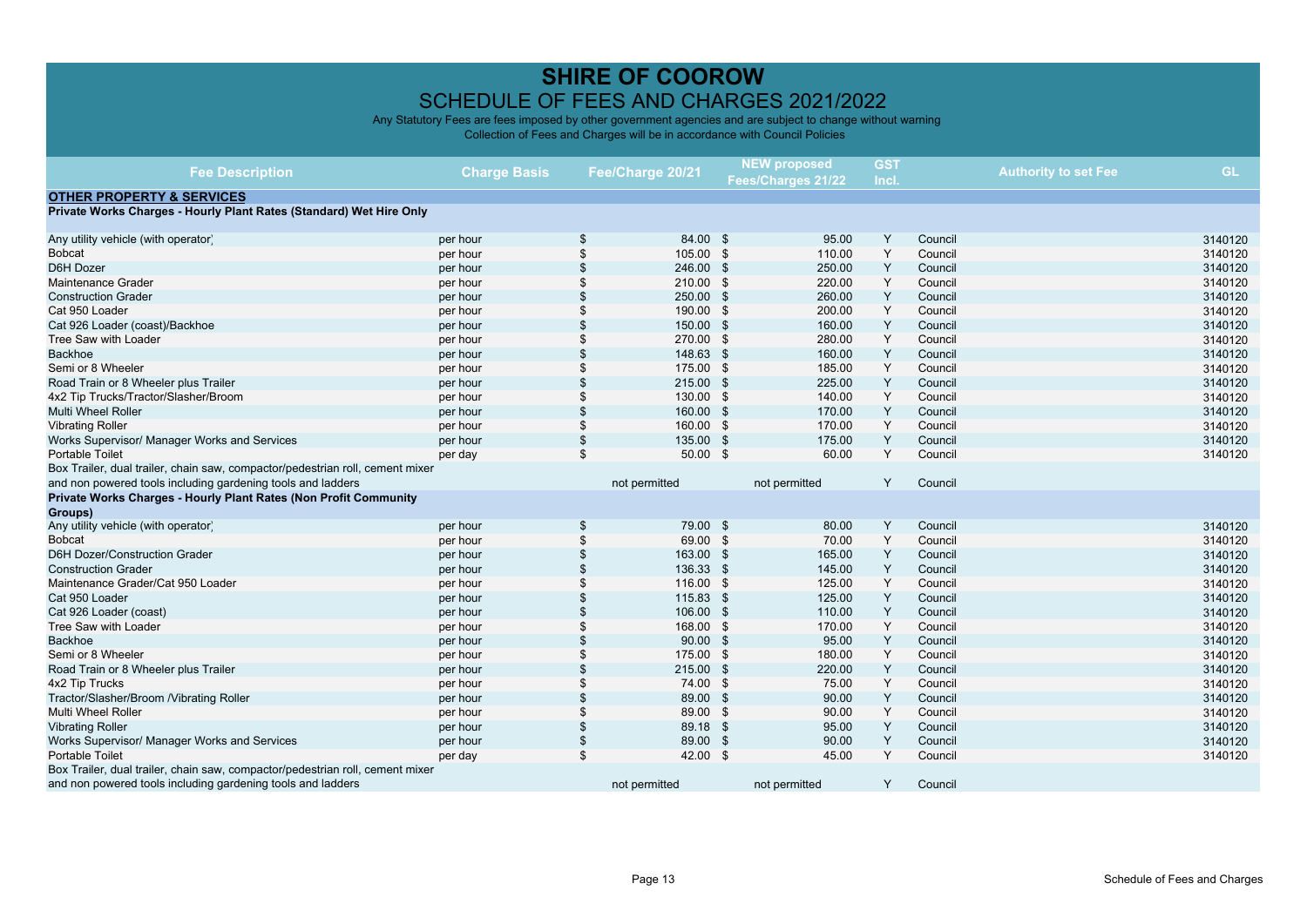# SHIRE OF COOROW

## SCHEDULE OF FEES AND CHARGES 2021/2022

Any Statutory Fees are fees imposed by other government agencies and are subject to change without warning

Collection of Fees and Charges will be in accordance with Council Policies

| Fee Description | Charge Basis | Fee/Charge 20/21 | NEW proposed Fees/Charges 21/22 | GST Incl. | Authority to set Fee | GL |
|---|---|---|---|---|---|---|
| **OTHER PROPERTY & SERVICES** | | | | | | |
| **Private Works Charges - Hourly Plant Rates (Standard) Wet Hire Only** | | | | | | |
| Any utility vehicle (with operator) | per hour | $ 84.00 | $ 95.00 | Y | Council | 3140120 |
| Bobcat | per hour | $ 105.00 | $ 110.00 | Y | Council | 3140120 |
| D6H Dozer | per hour | $ 246.00 | $ 250.00 | Y | Council | 3140120 |
| Maintenance Grader | per hour | $ 210.00 | $ 220.00 | Y | Council | 3140120 |
| Construction Grader | per hour | $ 250.00 | $ 260.00 | Y | Council | 3140120 |
| Cat 950 Loader | per hour | $ 190.00 | $ 200.00 | Y | Council | 3140120 |
| Cat 926 Loader (coast)/Backhoe | per hour | $ 150.00 | $ 160.00 | Y | Council | 3140120 |
| Tree Saw with Loader | per hour | $ 270.00 | $ 280.00 | Y | Council | 3140120 |
| Backhoe | per hour | $ 148.63 | $ 160.00 | Y | Council | 3140120 |
| Semi or 8 Wheeler | per hour | $ 175.00 | $ 185.00 | Y | Council | 3140120 |
| Road Train or 8 Wheeler plus Trailer | per hour | $ 215.00 | $ 225.00 | Y | Council | 3140120 |
| 4x2 Tip Trucks/Tractor/Slasher/Broom | per hour | $ 130.00 | $ 140.00 | Y | Council | 3140120 |
| Multi Wheel Roller | per hour | $ 160.00 | $ 170.00 | Y | Council | 3140120 |
| Vibrating Roller | per hour | $ 160.00 | $ 170.00 | Y | Council | 3140120 |
| Works Supervisor/ Manager Works and Services | per hour | $ 135.00 | $ 175.00 | Y | Council | 3140120 |
| Portable Toilet | per day | $ 50.00 | $ 60.00 | Y | Council | 3140120 |
| Box Trailer, dual trailer, chain saw, compactor/pedestrian roll, cement mixer and non powered tools including gardening tools and ladders | | not permitted | not permitted | Y | Council | |
| **Private Works Charges - Hourly Plant Rates (Non Profit Community Groups)** | | | | | | |
| Any utility vehicle (with operator) | per hour | $ 79.00 | $ 80.00 | Y | Council | 3140120 |
| Bobcat | per hour | $ 69.00 | $ 70.00 | Y | Council | 3140120 |
| D6H Dozer/Construction Grader | per hour | $ 163.00 | $ 165.00 | Y | Council | 3140120 |
| Construction Grader | per hour | $ 136.33 | $ 145.00 | Y | Council | 3140120 |
| Maintenance Grader/Cat 950 Loader | per hour | $ 116.00 | $ 125.00 | Y | Council | 3140120 |
| Cat 950 Loader | per hour | $ 115.83 | $ 125.00 | Y | Council | 3140120 |
| Cat 926 Loader (coast) | per hour | $ 106.00 | $ 110.00 | Y | Council | 3140120 |
| Tree Saw with Loader | per hour | $ 168.00 | $ 170.00 | Y | Council | 3140120 |
| Backhoe | per hour | $ 90.00 | $ 95.00 | Y | Council | 3140120 |
| Semi or 8 Wheeler | per hour | $ 175.00 | $ 180.00 | Y | Council | 3140120 |
| Road Train or 8 Wheeler plus Trailer | per hour | $ 215.00 | $ 220.00 | Y | Council | 3140120 |
| 4x2 Tip Trucks | per hour | $ 74.00 | $ 75.00 | Y | Council | 3140120 |
| Tractor/Slasher/Broom /Vibrating Roller | per hour | $ 89.00 | $ 90.00 | Y | Council | 3140120 |
| Multi Wheel Roller | per hour | $ 89.00 | $ 90.00 | Y | Council | 3140120 |
| Vibrating Roller | per hour | $ 89.18 | $ 95.00 | Y | Council | 3140120 |
| Works Supervisor/ Manager Works and Services | per hour | $ 89.00 | $ 90.00 | Y | Council | 3140120 |
| Portable Toilet | per day | $ 42.00 | $ 45.00 | Y | Council | 3140120 |
| Box Trailer, dual trailer, chain saw, compactor/pedestrian roll, cement mixer and non powered tools including gardening tools and ladders | | not permitted | not permitted | Y | Council | |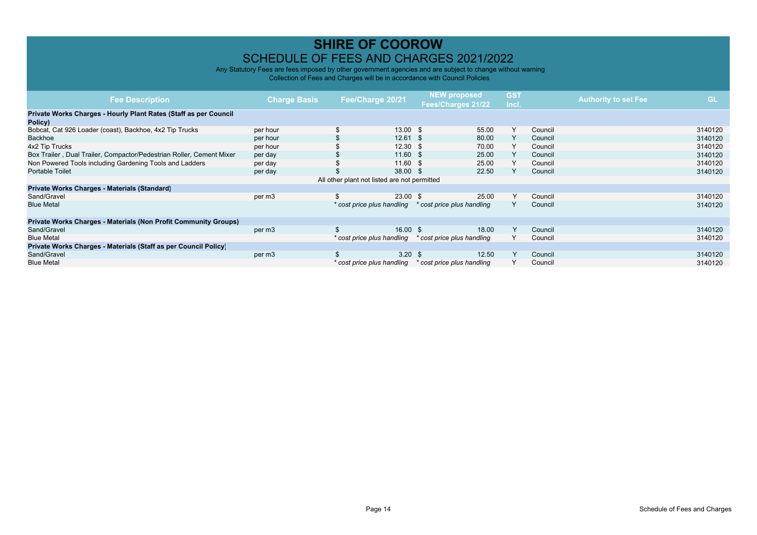# SHIRE OF COOROW

## SCHEDULE OF FEES AND CHARGES 2021/2022

Any Statutory Fees are fees imposed by other government agencies and are subject to change without warning

Collection of Fees and Charges will be in accordance with Council Policies

| Fee Description | Charge Basis | Fee/Charge 20/21 | NEW proposed Fees/Charges 21/22 | GST Incl. | Authority to set Fee | GL |
|---|---|---|---|---|---|---|
| **Private Works Charges - Hourly Plant Rates (Staff as per Council Policy)** | | | | | | |
| Bobcat, Cat 926 Loader (coast), Backhoe, 4x2 Tip Trucks | per hour | $ 13.00 | $ 55.00 | Y | Council | 3140120 |
| Backhoe | per hour | $ 12.61 | $ 80.00 | Y | Council | 3140120 |
| 4x2 Tip Trucks | per hour | $ 12.30 | $ 70.00 | Y | Council | 3140120 |
| Box Trailer , Dual Trailer, Compactor/Pedestrian Roller, Cement Mixer | per day | $ 11.60 | $ 25.00 | Y | Council | 3140120 |
| Non Powered Tools including Gardening Tools and Ladders | per day | $ 11.60 | $ 25.00 | Y | Council | 3140120 |
| Portable Toilet | per day | $ 38.00 | $ 22.50 | Y | Council | 3140120 |
| | | All other plant not listed are not permitted | | | | |
| **Private Works Charges - Materials (Standard)** | | | | | | |
| Sand/Gravel | per m3 | $ 23.00 | $ 25.00 | Y | Council | 3140120 |
| Blue Metal | | *\* cost price plus handling* | *\* cost price plus handling* | Y | Council | 3140120 |
| **Private Works Charges - Materials (Non Profit Community Groups)** | | | | | | |
| Sand/Gravel | per m3 | $ 16.00 | $ 18.00 | Y | Council | 3140120 |
| Blue Metal | | *\* cost price plus handling* | *\* cost price plus handling* | Y | Council | 3140120 |
| **Private Works Charges - Materials (Staff as per Council Policy)** | | | | | | |
| Sand/Gravel | per m3 | $ 3.20 | $ 12.50 | Y | Council | 3140120 |
| Blue Metal | | *\* cost price plus handling* | *\* cost price plus handling* | Y | Council | 3140120 |